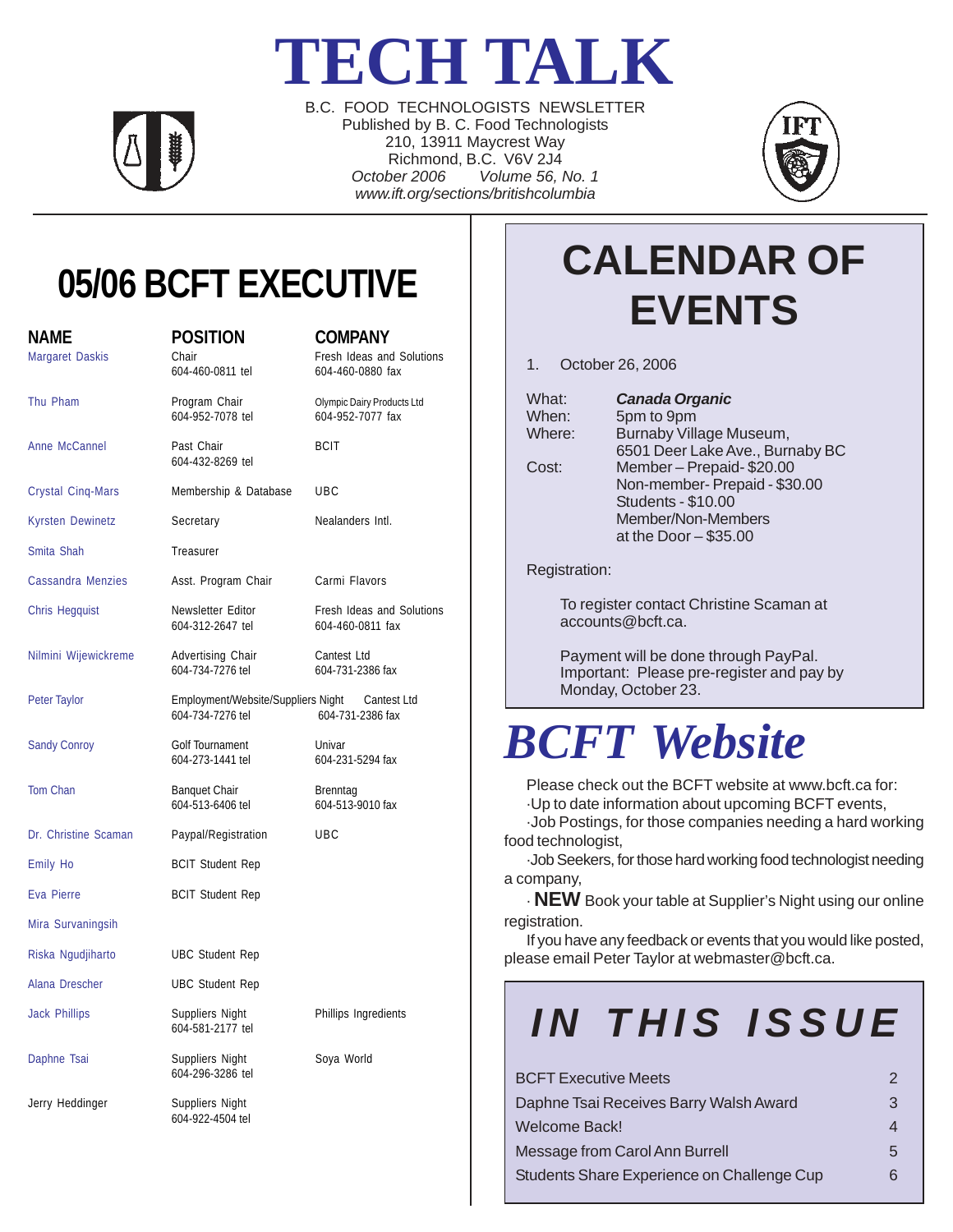# TECH TALK

B.C. FOOD TECHNOLOGISTS NEWSLETTER
Published by B. C. Food Technologists
210, 13911 Maycrest Way
Richmond, B.C. V6V 2J4
*October 2006 Volume 56, No. 1*
*www.ift.org/sections/britishcolumbia*

## 05/06 BCFT EXECUTIVE

| NAME | POSITION | COMPANY |
|---|---|---|
| Margaret Daskis | Chair<br>604-460-0811 tel | Fresh Ideas and Solutions<br>604-460-0880 fax |
| Thu Pham | Program Chair<br>604-952-7078 tel | Olympic Dairy Products Ltd<br>604-952-7077 fax |
| Anne McCannel | Past Chair<br>604-432-8269 tel | BCIT |
| Crystal Cinq-Mars | Membership & Database | UBC |
| Kyrsten Dewinetz | Secretary | Nealanders Intl. |
| Smita Shah | Treasurer | |
| Cassandra Menzies | Asst. Program Chair | Carmi Flavors |
| Chris Hegquist | Newsletter Editor<br>604-312-2647 tel | Fresh Ideas and Solutions<br>604-460-0811 fax |
| Nilmini Wijewickreme | Advertising Chair<br>604-734-7276 tel | Cantest Ltd<br>604-731-2386 fax |
| Peter Taylor | Employment/Website/Suppliers Night<br>604-734-7276 tel | Cantest Ltd<br>604-731-2386 fax |
| Sandy Conroy | Golf Tournament<br>604-273-1441 tel | Univar<br>604-231-5294 fax |
| Tom Chan | Banquet Chair<br>604-513-6406 tel | Brenntag<br>604-513-9010 fax |
| Dr. Christine Scaman | Paypal/Registration | UBC |
| Emily Ho | BCIT Student Rep | |
| Eva Pierre | BCIT Student Rep | |
| Mira Survaningsih | | |
| Riska Ngudjiharto | UBC Student Rep | |
| Alana Drescher | UBC Student Rep | |
| Jack Phillips | Suppliers Night<br>604-581-2177 tel | Phillips Ingredients |
| Daphne Tsai | Suppliers Night<br>604-296-3286 tel | Soya World |
| Jerry Heddinger | Suppliers Night<br>604-922-4504 tel | |

## CALENDAR OF EVENTS

1. October 26, 2006

What: ***Canada Organic***
When: 5pm to 9pm
Where: Burnaby Village Museum, 6501 Deer Lake Ave., Burnaby BC
Cost: Member – Prepaid - $20.00
Non-member - Prepaid - $30.00
Students - $10.00
Member/Non-Members at the Door – $35.00

Registration:

To register contact Christine Scaman at accounts@bcft.ca.

Payment will be done through PayPal. Important: Please pre-register and pay by Monday, October 23.

## *BCFT Website*

Please check out the BCFT website at www.bcft.ca for:
·Up to date information about upcoming BCFT events,
·Job Postings, for those companies needing a hard working food technologist,
·Job Seekers, for those hard working food technologist needing a company,
· **NEW** Book your table at Supplier's Night using our online registration.

If you have any feedback or events that you would like posted, please email Peter Taylor at webmaster@bcft.ca.

## *IN THIS ISSUE*

| | |
|---|---|
| BCFT Executive Meets | 2 |
| Daphne Tsai Receives Barry Walsh Award | 3 |
| Welcome Back! | 4 |
| Message from Carol Ann Burrell | 5 |
| Students Share Experience on Challenge Cup | 6 |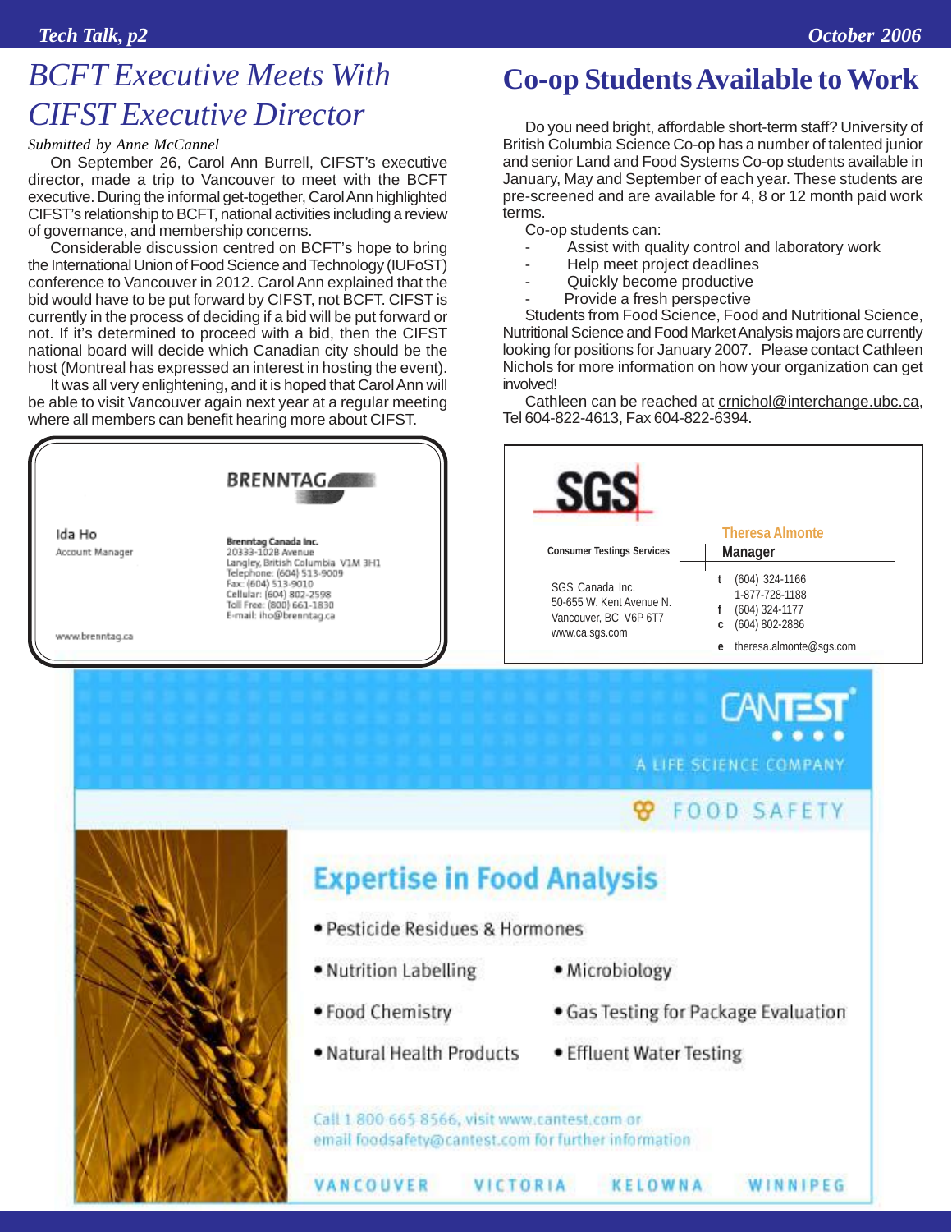# BCFT Executive Meets With CIFST Executive Director

*Submitted by Anne McCannel*

On September 26, Carol Ann Burrell, CIFST's executive director, made a trip to Vancouver to meet with the BCFT executive. During the informal get-together, Carol Ann highlighted CIFST's relationship to BCFT, national activities including a review of governance, and membership concerns.

Considerable discussion centred on BCFT's hope to bring the International Union of Food Science and Technology (IUFoST) conference to Vancouver in 2012. Carol Ann explained that the bid would have to be put forward by CIFST, not BCFT. CIFST is currently in the process of deciding if a bid will be put forward or not. If it's determined to proceed with a bid, then the CIFST national board will decide which Canadian city should be the host (Montreal has expressed an interest in hosting the event).

It was all very enlightening, and it is hoped that Carol Ann will be able to visit Vancouver again next year at a regular meeting where all members can benefit hearing more about CIFST.

# Co-op Students Available to Work

Do you need bright, affordable short-term staff? University of British Columbia Science Co-op has a number of talented junior and senior Land and Food Systems Co-op students available in January, May and September of each year. These students are pre-screened and are available for 4, 8 or 12 month paid work terms.

Co-op students can:

- Assist with quality control and laboratory work
- Help meet project deadlines
- Quickly become productive
- Provide a fresh perspective

Students from Food Science, Food and Nutritional Science, Nutritional Science and Food Market Analysis majors are currently looking for positions for January 2007. Please contact Cathleen Nichols for more information on how your organization can get involved!

Cathleen can be reached at crnichol@interchange.ubc.ca, Tel 604-822-4613, Fax 604-822-6394.

---

**BRENNTAG**

Ida Ho
Account Manager

**Brenntag Canada Inc.**
20333-102B Avenue
Langley, British Columbia V1M 3H1
Telephone: (604) 513-9009
Fax: (604) 513-9010
Cellular: (604) 802-2598
Toll Free: (800) 661-1830
E-mail: iho@brenntag.ca

www.brenntag.ca

---

**SGS**

Consumer Testings Services

**Theresa Almonte**
**Manager**

SGS Canada Inc.
50-655 W. Kent Avenue N.
Vancouver, BC V6P 6T7
www.ca.sgs.com

t (604) 324-1166
1-877-728-1188
f (604) 324-1177
c (604) 802-2886
e theresa.almonte@sgs.com

---

**CANTEST**
A LIFE SCIENCE COMPANY

FOOD SAFETY

## Expertise in Food Analysis

- Pesticide Residues & Hormones
- Nutrition Labelling
- Microbiology
- Food Chemistry
- Gas Testing for Package Evaluation
- Natural Health Products
- Effluent Water Testing

Call 1 800 665 8566, visit www.cantest.com or email foodsafety@cantest.com for further information

VANCOUVER VICTORIA KELOWNA WINNIPEG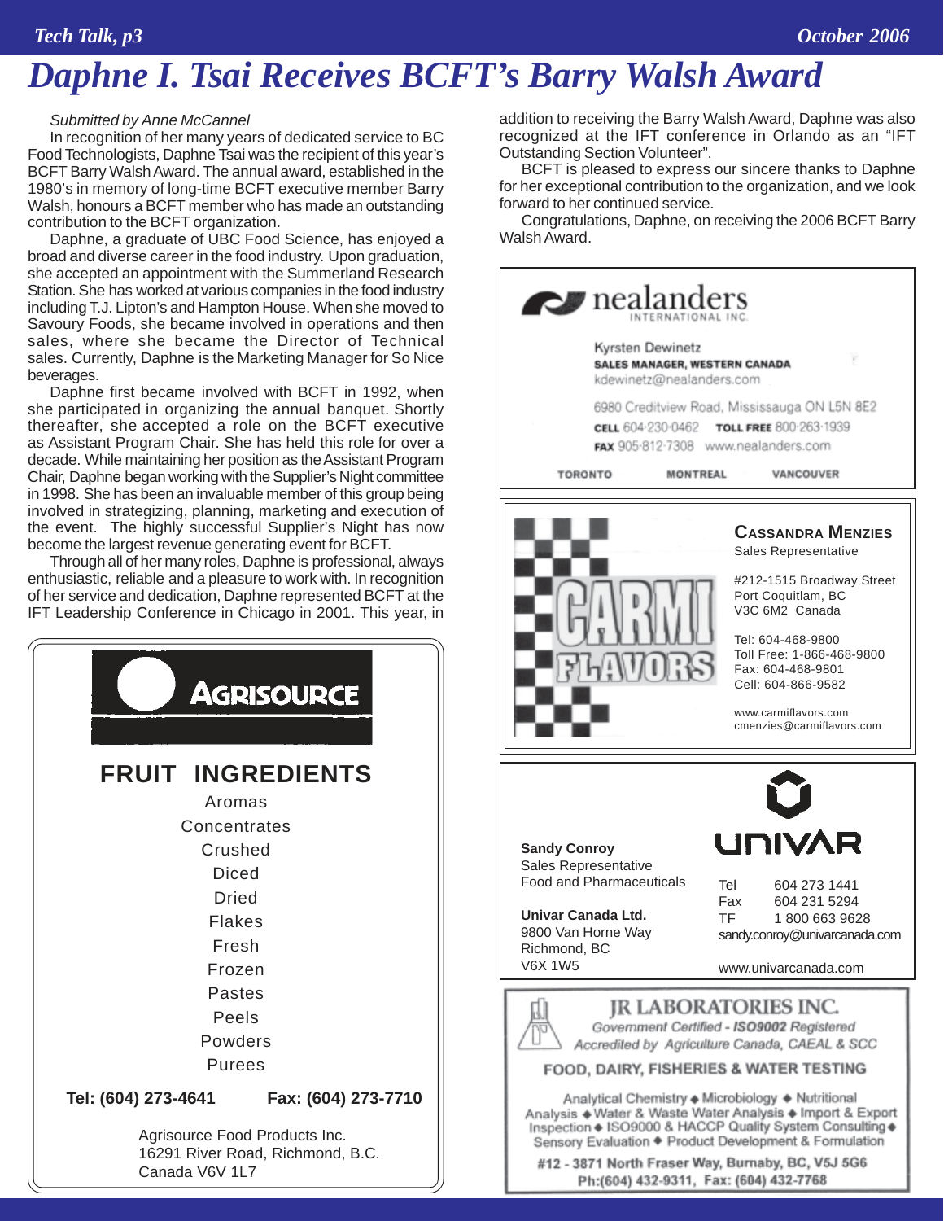# Daphne I. Tsai Receives BCFT's Barry Walsh Award

*Submitted by Anne McCannel*

In recognition of her many years of dedicated service to BC Food Technologists, Daphne Tsai was the recipient of this year's BCFT Barry Walsh Award. The annual award, established in the 1980's in memory of long-time BCFT executive member Barry Walsh, honours a BCFT member who has made an outstanding contribution to the BCFT organization.

Daphne, a graduate of UBC Food Science, has enjoyed a broad and diverse career in the food industry. Upon graduation, she accepted an appointment with the Summerland Research Station. She has worked at various companies in the food industry including T.J. Lipton's and Hampton House. When she moved to Savoury Foods, she became involved in operations and then sales, where she became the Director of Technical sales. Currently, Daphne is the Marketing Manager for So Nice beverages.

Daphne first became involved with BCFT in 1992, when she participated in organizing the annual banquet. Shortly thereafter, she accepted a role on the BCFT executive as Assistant Program Chair. She has held this role for over a decade. While maintaining her position as the Assistant Program Chair, Daphne began working with the Supplier's Night committee in 1998. She has been an invaluable member of this group being involved in strategizing, planning, marketing and execution of the event. The highly successful Supplier's Night has now become the largest revenue generating event for BCFT.

Through all of her many roles, Daphne is professional, always enthusiastic, reliable and a pleasure to work with. In recognition of her service and dedication, Daphne represented BCFT at the IFT Leadership Conference in Chicago in 2001. This year, in addition to receiving the Barry Walsh Award, Daphne was also recognized at the IFT conference in Orlando as an "IFT Outstanding Section Volunteer".

BCFT is pleased to express our sincere thanks to Daphne for her exceptional contribution to the organization, and we look forward to her continued service.

Congratulations, Daphne, on receiving the 2006 BCFT Barry Walsh Award.

---

**AGRISOURCE**

**FRUIT INGREDIENTS**

Aromas
Concentrates
Crushed
Diced
Dried
Flakes
Fresh
Frozen
Pastes
Peels
Powders
Purees

**Tel: (604) 273-4641** **Fax: (604) 273-7710**

Agrisource Food Products Inc.
16291 River Road, Richmond, B.C.
Canada V6V 1L7

---

**nealanders** INTERNATIONAL INC.

Kyrsten Dewinetz
**SALES MANAGER, WESTERN CANADA**
kdewinetz@nealanders.com

6980 Creditview Road, Mississauga ON L5N 8E2
**CELL** 604·230·0462 **TOLL FREE** 800·263·1939
**FAX** 905·812·7308 www.nealanders.com

TORONTO MONTREAL VANCOUVER

---

**CARMI FLAVORS**

**CASSANDRA MENZIES**
Sales Representative

#212-1515 Broadway Street
Port Coquitlam, BC
V3C 6M2 Canada

Tel: 604-468-9800
Toll Free: 1-866-468-9800
Fax: 604-468-9801
Cell: 604-866-9582

www.carmiflavors.com
cmenzies@carmiflavors.com

---

**UNIVAR**

**Sandy Conroy**
Sales Representative
Food and Pharmaceuticals

**Univar Canada Ltd.**
9800 Van Horne Way
Richmond, BC
V6X 1W5

Tel 604 273 1441
Fax 604 231 5294
TF 1 800 663 9628
sandy.conroy@univarcanada.com

www.univarcanada.com

---

**JR LABORATORIES INC.**

*Government Certified - ISO9002 Registered*
*Accredited by Agriculture Canada, CAEAL & SCC*

**FOOD, DAIRY, FISHERIES & WATER TESTING**

Analytical Chemistry ◆ Microbiology ◆ Nutritional Analysis ◆ Water & Waste Water Analysis ◆ Import & Export Inspection ◆ ISO9000 & HACCP Quality System Consulting ◆ Sensory Evaluation ◆ Product Development & Formulation

**#12 - 3871 North Fraser Way, Burnaby, BC, V5J 5G6**
**Ph:(604) 432-9311, Fax: (604) 432-7768**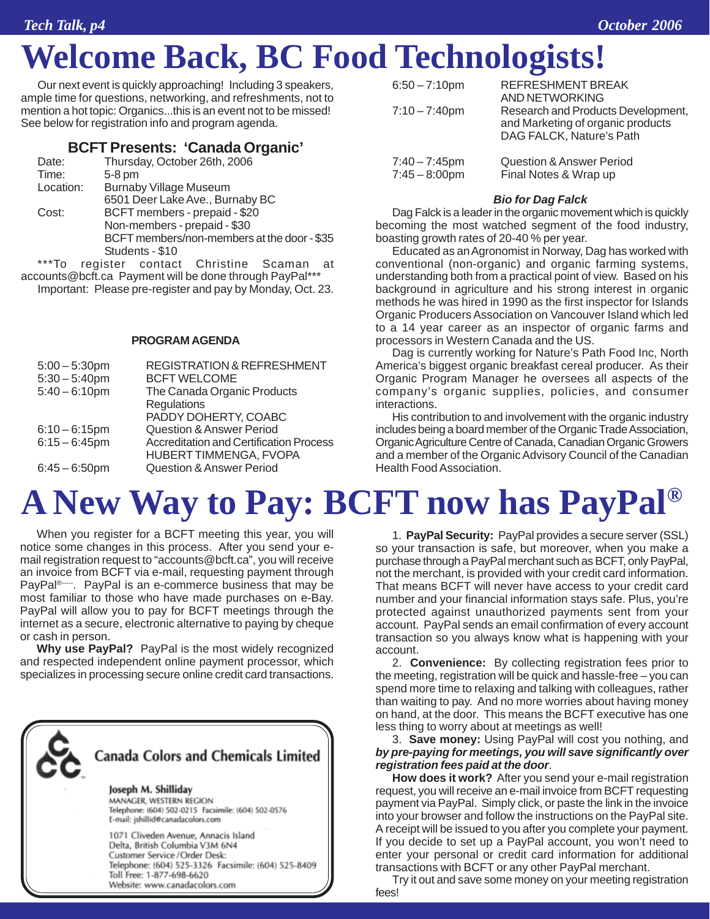# Welcome Back, BC Food Technologists!

Our next event is quickly approaching! Including 3 speakers, ample time for questions, networking, and refreshments, not to mention a hot topic: Organics...this is an event not to be missed! See below for registration info and program agenda.

### BCFT Presents: 'Canada Organic'

| | |
|---|---|
| Date: | Thursday, October 26th, 2006 |
| Time: | 5-8 pm |
| Location: | Burnaby Village Museum<br>6501 Deer Lake Ave., Burnaby BC |
| Cost: | BCFT members - prepaid - $20<br>Non-members - prepaid - $30<br>BCFT members/non-members at the door - $35<br>Students - $10 |

***To register contact Christine Scaman at accounts@bcft.ca Payment will be done through PayPal***

Important: Please pre-register and pay by Monday, Oct. 23.

**PROGRAM AGENDA**

| | |
|---|---|
| 5:00 – 5:30pm | REGISTRATION & REFRESHMENT |
| 5:30 – 5:40pm | BCFT WELCOME |
| 5:40 – 6:10pm | The Canada Organic Products Regulations<br>PADDY DOHERTY, COABC |
| 6:10 – 6:15pm | Question & Answer Period |
| 6:15 – 6:45pm | Accreditation and Certification Process<br>HUBERT TIMMENGA, FVOPA |
| 6:45 – 6:50pm | Question & Answer Period |
| 6:50 – 7:10pm | REFRESHMENT BREAK AND NETWORKING |
| 7:10 – 7:40pm | Research and Products Development, and Marketing of organic products<br>DAG FALCK, Nature's Path |
| 7:40 – 7:45pm | Question & Answer Period |
| 7:45 – 8:00pm | Final Notes & Wrap up |

***Bio for Dag Falck***

Dag Falck is a leader in the organic movement which is quickly becoming the most watched segment of the food industry, boasting growth rates of 20-40 % per year.

Educated as an Agronomist in Norway, Dag has worked with conventional (non-organic) and organic farming systems, understanding both from a practical point of view. Based on his background in agriculture and his strong interest in organic methods he was hired in 1990 as the first inspector for Islands Organic Producers Association on Vancouver Island which led to a 14 year career as an inspector of organic farms and processors in Western Canada and the US.

Dag is currently working for Nature's Path Food Inc, North America's biggest organic breakfast cereal producer. As their Organic Program Manager he oversees all aspects of the company's organic supplies, policies, and consumer interactions.

His contribution to and involvement with the organic industry includes being a board member of the Organic Trade Association, Organic Agriculture Centre of Canada, Canadian Organic Growers and a member of the Organic Advisory Council of the Canadian Health Food Association.

# A New Way to Pay: BCFT now has PayPal®

When you register for a BCFT meeting this year, you will notice some changes in this process. After you send your e-mail registration request to "accounts@bcft.ca", you will receive an invoice from BCFT via e-mail, requesting payment through PayPal®. PayPal is an e-commerce business that may be most familiar to those who have made purchases on e-Bay. PayPal will allow you to pay for BCFT meetings through the internet as a secure, electronic alternative to paying by cheque or cash in person.

**Why use PayPal?** PayPal is the most widely recognized and respected independent online payment processor, which specializes in processing secure online credit card transactions.

Canada Colors and Chemicals Limited

Joseph M. Shilliday
MANAGER, WESTERN REGION
Telephone: (604) 502-0215 Facsimile: (604) 502-0576
E-mail: jshillid@canadacolors.com

1071 Cliveden Avenue, Annacis Island
Delta, British Columbia V3M 6N4
Customer Service /Order Desk:
Telephone: (604) 525-3326 Facsimile: (604) 525-8409
Toll Free: 1-877-698-6620
Website: www.canadacolors.com

1. **PayPal Security:** PayPal provides a secure server (SSL) so your transaction is safe, but moreover, when you make a purchase through a PayPal merchant such as BCFT, only PayPal, not the merchant, is provided with your credit card information. That means BCFT will never have access to your credit card number and your financial information stays safe. Plus, you're protected against unauthorized payments sent from your account. PayPal sends an email confirmation of every account transaction so you always know what is happening with your account.

2. **Convenience:** By collecting registration fees prior to the meeting, registration will be quick and hassle-free – you can spend more time to relaxing and talking with colleagues, rather than waiting to pay. And no more worries about having money on hand, at the door. This means the BCFT executive has one less thing to worry about at meetings as well!

3. **Save money:** Using PayPal will cost you nothing, and ***by pre-paying for meetings, you will save significantly over registration fees paid at the door***.

**How does it work?** After you send your e-mail registration request, you will receive an e-mail invoice from BCFT requesting payment via PayPal. Simply click, or paste the link in the invoice into your browser and follow the instructions on the PayPal site. A receipt will be issued to you after you complete your payment. If you decide to set up a PayPal account, you won't need to enter your personal or credit card information for additional transactions with BCFT or any other PayPal merchant.

Try it out and save some money on your meeting registration fees!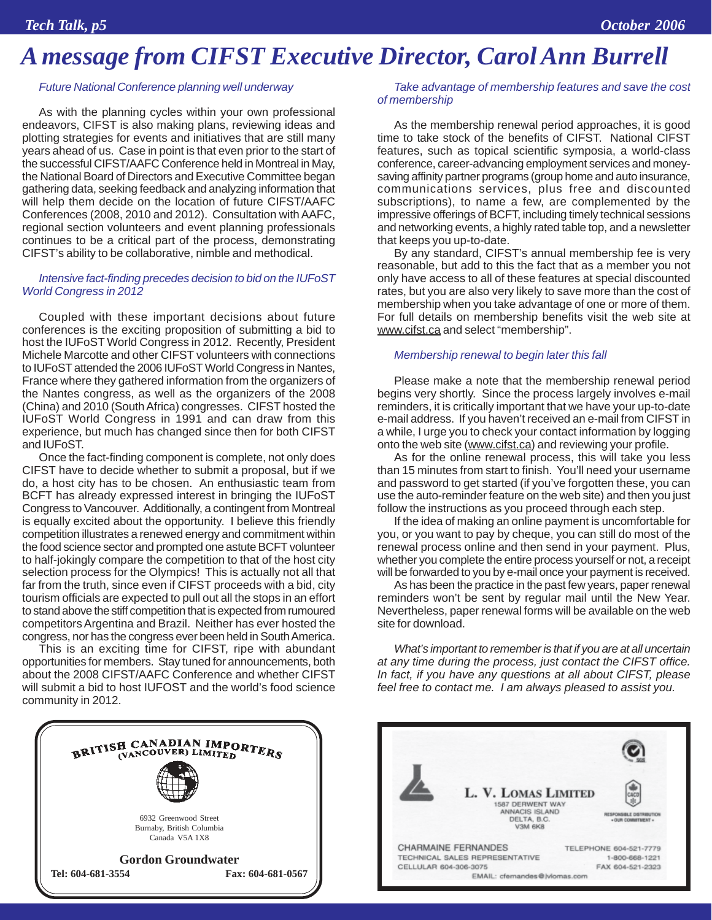# A message from CIFST Executive Director, Carol Ann Burrell

*Future National Conference planning well underway*

As with the planning cycles within your own professional endeavors, CIFST is also making plans, reviewing ideas and plotting strategies for events and initiatives that are still many years ahead of us. Case in point is that even prior to the start of the successful CIFST/AAFC Conference held in Montreal in May, the National Board of Directors and Executive Committee began gathering data, seeking feedback and analyzing information that will help them decide on the location of future CIFST/AAFC Conferences (2008, 2010 and 2012). Consultation with AAFC, regional section volunteers and event planning professionals continues to be a critical part of the process, demonstrating CIFST's ability to be collaborative, nimble and methodical.

*Intensive fact-finding precedes decision to bid on the IUFoST World Congress in 2012*

Coupled with these important decisions about future conferences is the exciting proposition of submitting a bid to host the IUFoST World Congress in 2012. Recently, President Michele Marcotte and other CIFST volunteers with connections to IUFoST attended the 2006 IUFoST World Congress in Nantes, France where they gathered information from the organizers of the Nantes congress, as well as the organizers of the 2008 (China) and 2010 (South Africa) congresses. CIFST hosted the IUFoST World Congress in 1991 and can draw from this experience, but much has changed since then for both CIFST and IUFoST.

Once the fact-finding component is complete, not only does CIFST have to decide whether to submit a proposal, but if we do, a host city has to be chosen. An enthusiastic team from BCFT has already expressed interest in bringing the IUFoST Congress to Vancouver. Additionally, a contingent from Montreal is equally excited about the opportunity. I believe this friendly competition illustrates a renewed energy and commitment within the food science sector and prompted one astute BCFT volunteer to half-jokingly compare the competition to that of the host city selection process for the Olympics! This is actually not all that far from the truth, since even if CIFST proceeds with a bid, city tourism officials are expected to pull out all the stops in an effort to stand above the stiff competition that is expected from rumoured competitors Argentina and Brazil. Neither has ever hosted the congress, nor has the congress ever been held in South America.

This is an exciting time for CIFST, ripe with abundant opportunities for members. Stay tuned for announcements, both about the 2008 CIFST/AAFC Conference and whether CIFST will submit a bid to host IUFOST and the world's food science community in 2012.

*Take advantage of membership features and save the cost of membership*

As the membership renewal period approaches, it is good time to take stock of the benefits of CIFST. National CIFST features, such as topical scientific symposia, a world-class conference, career-advancing employment services and money-saving affinity partner programs (group home and auto insurance, communications services, plus free and discounted subscriptions), to name a few, are complemented by the impressive offerings of BCFT, including timely technical sessions and networking events, a highly rated table top, and a newsletter that keeps you up-to-date.

By any standard, CIFST's annual membership fee is very reasonable, but add to this the fact that as a member you not only have access to all of these features at special discounted rates, but you are also very likely to save more than the cost of membership when you take advantage of one or more of them. For full details on membership benefits visit the web site at www.cifst.ca and select "membership".

*Membership renewal to begin later this fall*

Please make a note that the membership renewal period begins very shortly. Since the process largely involves e-mail reminders, it is critically important that we have your up-to-date e-mail address. If you haven't received an e-mail from CIFST in a while, I urge you to check your contact information by logging onto the web site (www.cifst.ca) and reviewing your profile.

As for the online renewal process, this will take you less than 15 minutes from start to finish. You'll need your username and password to get started (if you've forgotten these, you can use the auto-reminder feature on the web site) and then you just follow the instructions as you proceed through each step.

If the idea of making an online payment is uncomfortable for you, or you want to pay by cheque, you can still do most of the renewal process online and then send in your payment. Plus, whether you complete the entire process yourself or not, a receipt will be forwarded to you by e-mail once your payment is received.

As has been the practice in the past few years, paper renewal reminders won't be sent by regular mail until the New Year. Nevertheless, paper renewal forms will be available on the web site for download.

*What's important to remember is that if you are at all uncertain at any time during the process, just contact the CIFST office. In fact, if you have any questions at all about CIFST, please feel free to contact me. I am always pleased to assist you.*

---

**BRITISH CANADIAN IMPORTERS (VANCOUVER) LIMITED**

6932 Greenwood Street
Burnaby, British Columbia
Canada V5A 1X8

**Gordon Groundwater**

**Tel: 604-681-3554** **Fax: 604-681-0567**

---

**L. V. LOMAS LIMITED**
1587 DERWENT WAY
ANNACIS ISLAND
DELTA, B.C.
V3M 6K8

RESPONSIBLE DISTRIBUTION • OUR COMMITMENT •

CHARMAINE FERNANDES
TECHNICAL SALES REPRESENTATIVE
CELLULAR 604-306-3075

TELEPHONE 604-521-7779
1-800-668-1221
FAX 604-521-2323

EMAIL: cfernandes@lvlomas.com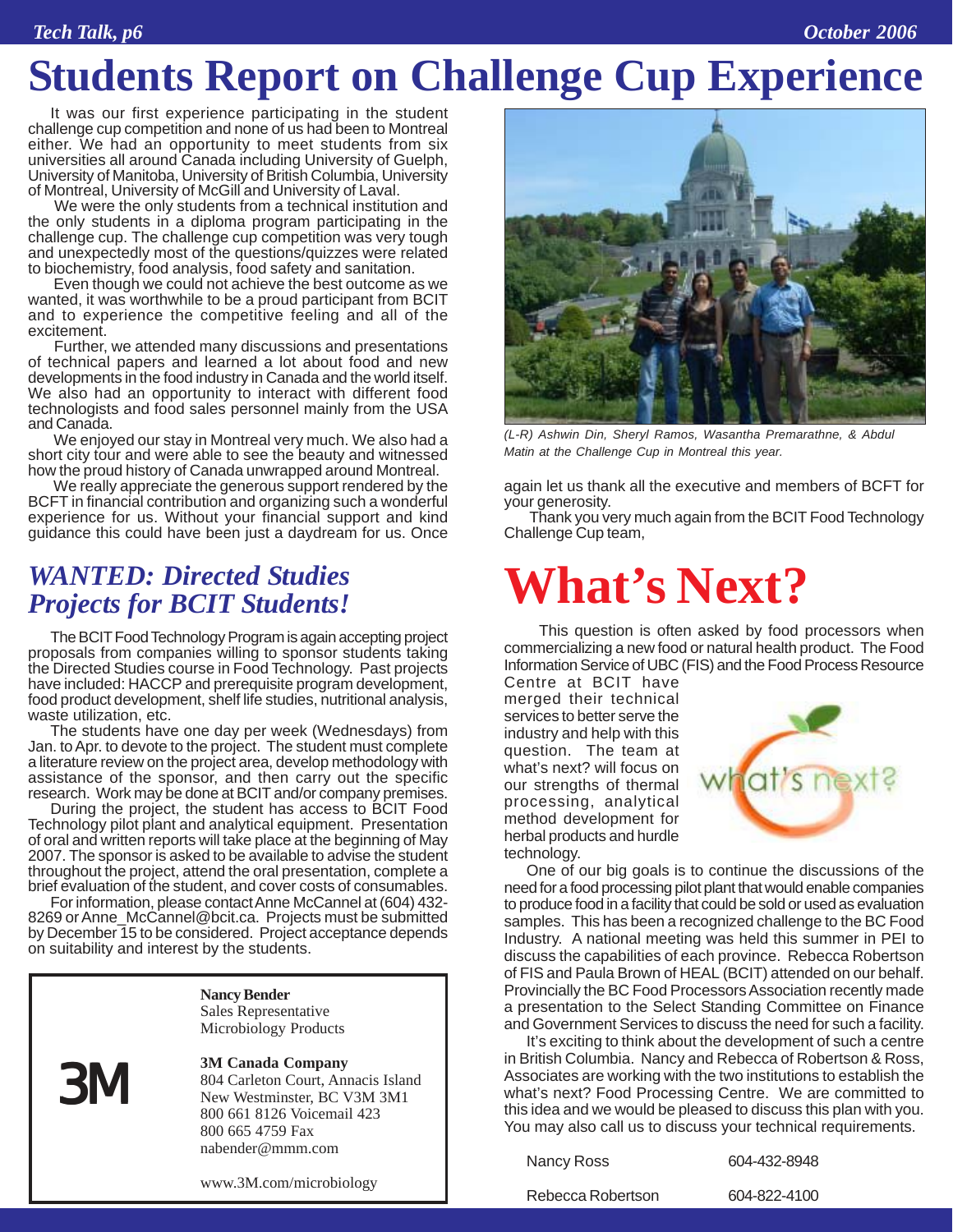# Students Report on Challenge Cup Experience

It was our first experience participating in the student challenge cup competition and none of us had been to Montreal either. We had an opportunity to meet students from six universities all around Canada including University of Guelph, University of Manitoba, University of British Columbia, University of Montreal, University of McGill and University of Laval.

We were the only students from a technical institution and the only students in a diploma program participating in the challenge cup. The challenge cup competition was very tough and unexpectedly most of the questions/quizzes were related to biochemistry, food analysis, food safety and sanitation.

Even though we could not achieve the best outcome as we wanted, it was worthwhile to be a proud participant from BCIT and to experience the competitive feeling and all of the excitement.

Further, we attended many discussions and presentations of technical papers and learned a lot about food and new developments in the food industry in Canada and the world itself. We also had an opportunity to interact with different food technologists and food sales personnel mainly from the USA and Canada.

We enjoyed our stay in Montreal very much. We also had a short city tour and were able to see the beauty and witnessed how the proud history of Canada unwrapped around Montreal.

We really appreciate the generous support rendered by the BCFT in financial contribution and organizing such a wonderful experience for us. Without your financial support and kind guidance this could have been just a daydream for us. Once again let us thank all the executive and members of BCFT for your generosity.

Thank you very much again from the BCIT Food Technology Challenge Cup team,

*(L-R) Ashwin Din, Sheryl Ramos, Wasantha Premarathne, & Abdul Matin at the Challenge Cup in Montreal this year.*

## *WANTED: Directed Studies Projects for BCIT Students!*

The BCIT Food Technology Program is again accepting project proposals from companies willing to sponsor students taking the Directed Studies course in Food Technology. Past projects have included: HACCP and prerequisite program development, food product development, shelf life studies, nutritional analysis, waste utilization, etc.

The students have one day per week (Wednesdays) from Jan. to Apr. to devote to the project. The student must complete a literature review on the project area, develop methodology with assistance of the sponsor, and then carry out the specific research. Work may be done at BCIT and/or company premises.

During the project, the student has access to BCIT Food Technology pilot plant and analytical equipment. Presentation of oral and written reports will take place at the beginning of May 2007. The sponsor is asked to be available to advise the student throughout the project, attend the oral presentation, complete a brief evaluation of the student, and cover costs of consumables.

For information, please contact Anne McCannel at (604) 432-8269 or Anne_McCannel@bcit.ca. Projects must be submitted by December 15 to be considered. Project acceptance depends on suitability and interest by the students.

3M

**Nancy Bender**
Sales Representative
Microbiology Products

**3M Canada Company**
804 Carleton Court, Annacis Island
New Westminster, BC V3M 3M1
800 661 8126 Voicemail 423
800 665 4759 Fax
nabender@mmm.com

www.3M.com/microbiology

# What's Next?

This question is often asked by food processors when commercializing a new food or natural health product. The Food Information Service of UBC (FIS) and the Food Process Resource Centre at BCIT have merged their technical services to better serve the industry and help with this question. The team at what's next? will focus on our strengths of thermal processing, analytical method development for herbal products and hurdle technology.

One of our big goals is to continue the discussions of the need for a food processing pilot plant that would enable companies to produce food in a facility that could be sold or used as evaluation samples. This has been a recognized challenge to the BC Food Industry. A national meeting was held this summer in PEI to discuss the capabilities of each province. Rebecca Robertson of FIS and Paula Brown of HEAL (BCIT) attended on our behalf. Provincially the BC Food Processors Association recently made a presentation to the Select Standing Committee on Finance and Government Services to discuss the need for such a facility.

It's exciting to think about the development of such a centre in British Columbia. Nancy and Rebecca of Robertson & Ross, Associates are working with the two institutions to establish the what's next? Food Processing Centre. We are committed to this idea and we would be pleased to discuss this plan with you. You may also call us to discuss your technical requirements.

| | |
|---|---|
| Nancy Ross | 604-432-8948 |
| Rebecca Robertson | 604-822-4100 |